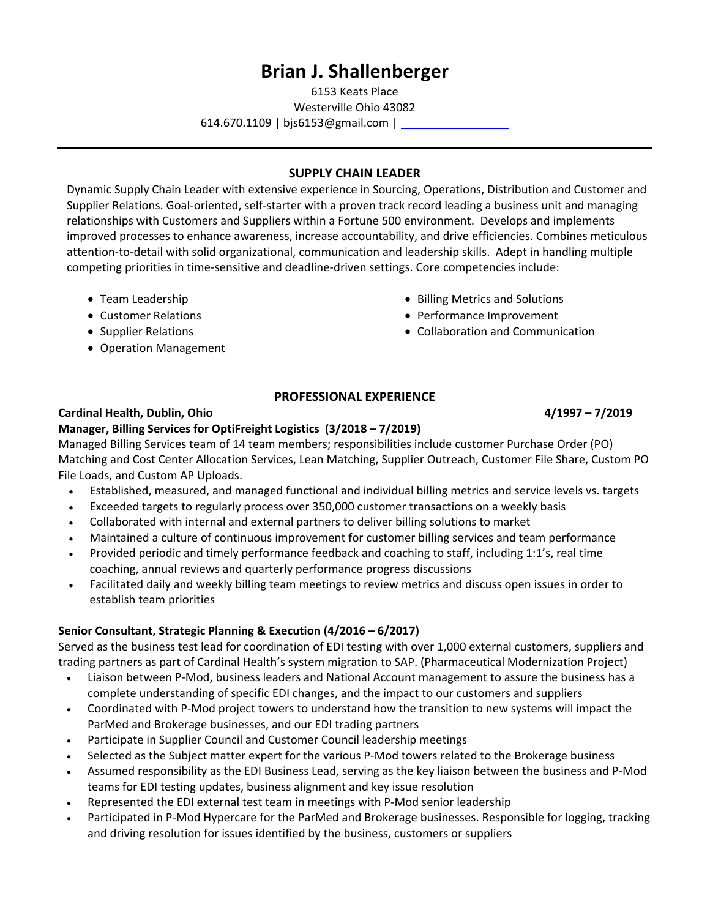# Brian J. Shallenberger

6153 Keats Place
Westerville Ohio 43082
614.670.1109 | bjs6153@gmail.com |

---

## SUPPLY CHAIN LEADER

Dynamic Supply Chain Leader with extensive experience in Sourcing, Operations, Distribution and Customer and Supplier Relations. Goal-oriented, self-starter with a proven track record leading a business unit and managing relationships with Customers and Suppliers within a Fortune 500 environment. Develops and implements improved processes to enhance awareness, increase accountability, and drive efficiencies. Combines meticulous attention-to-detail with solid organizational, communication and leadership skills. Adept in handling multiple competing priorities in time-sensitive and deadline-driven settings. Core competencies include:

- Team Leadership
- Customer Relations
- Supplier Relations
- Operation Management
- Billing Metrics and Solutions
- Performance Improvement
- Collaboration and Communication

## PROFESSIONAL EXPERIENCE

**Cardinal Health, Dublin, Ohio** **4/1997 – 7/2019**

**Manager, Billing Services for OptiFreight Logistics (3/2018 – 7/2019)**

Managed Billing Services team of 14 team members; responsibilities include customer Purchase Order (PO) Matching and Cost Center Allocation Services, Lean Matching, Supplier Outreach, Customer File Share, Custom PO File Loads, and Custom AP Uploads.

- Established, measured, and managed functional and individual billing metrics and service levels vs. targets
- Exceeded targets to regularly process over 350,000 customer transactions on a weekly basis
- Collaborated with internal and external partners to deliver billing solutions to market
- Maintained a culture of continuous improvement for customer billing services and team performance
- Provided periodic and timely performance feedback and coaching to staff, including 1:1's, real time coaching, annual reviews and quarterly performance progress discussions
- Facilitated daily and weekly billing team meetings to review metrics and discuss open issues in order to establish team priorities

**Senior Consultant, Strategic Planning & Execution (4/2016 – 6/2017)**

Served as the business test lead for coordination of EDI testing with over 1,000 external customers, suppliers and trading partners as part of Cardinal Health's system migration to SAP. (Pharmaceutical Modernization Project)

- Liaison between P-Mod, business leaders and National Account management to assure the business has a complete understanding of specific EDI changes, and the impact to our customers and suppliers
- Coordinated with P-Mod project towers to understand how the transition to new systems will impact the ParMed and Brokerage businesses, and our EDI trading partners
- Participate in Supplier Council and Customer Council leadership meetings
- Selected as the Subject matter expert for the various P-Mod towers related to the Brokerage business
- Assumed responsibility as the EDI Business Lead, serving as the key liaison between the business and P-Mod teams for EDI testing updates, business alignment and key issue resolution
- Represented the EDI external test team in meetings with P-Mod senior leadership
- Participated in P-Mod Hypercare for the ParMed and Brokerage businesses. Responsible for logging, tracking and driving resolution for issues identified by the business, customers or suppliers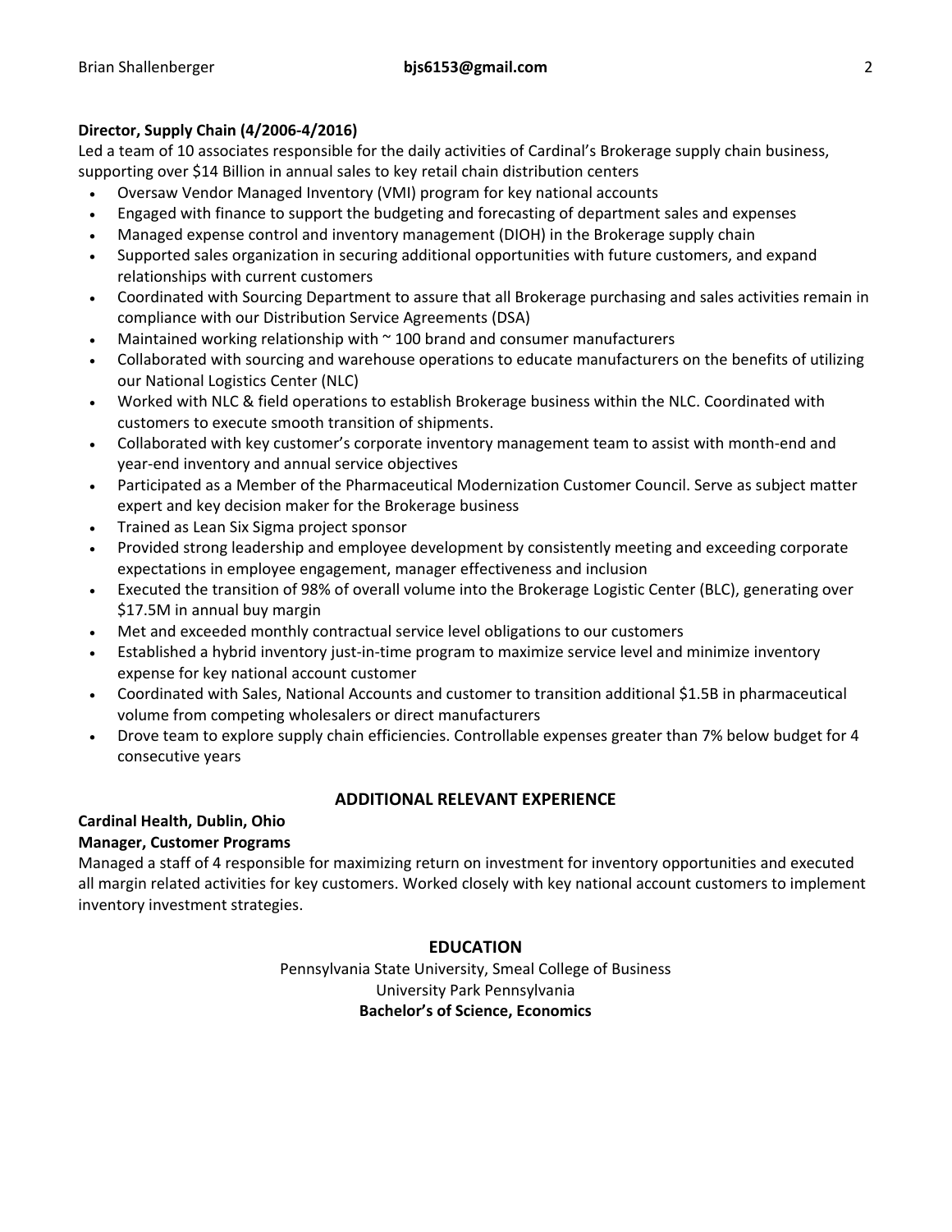**Director, Supply Chain (4/2006-4/2016)**

Led a team of 10 associates responsible for the daily activities of Cardinal's Brokerage supply chain business, supporting over $14 Billion in annual sales to key retail chain distribution centers

- Oversaw Vendor Managed Inventory (VMI) program for key national accounts
- Engaged with finance to support the budgeting and forecasting of department sales and expenses
- Managed expense control and inventory management (DIOH) in the Brokerage supply chain
- Supported sales organization in securing additional opportunities with future customers, and expand relationships with current customers
- Coordinated with Sourcing Department to assure that all Brokerage purchasing and sales activities remain in compliance with our Distribution Service Agreements (DSA)
- Maintained working relationship with ~ 100 brand and consumer manufacturers
- Collaborated with sourcing and warehouse operations to educate manufacturers on the benefits of utilizing our National Logistics Center (NLC)
- Worked with NLC & field operations to establish Brokerage business within the NLC. Coordinated with customers to execute smooth transition of shipments.
- Collaborated with key customer's corporate inventory management team to assist with month-end and year-end inventory and annual service objectives
- Participated as a Member of the Pharmaceutical Modernization Customer Council. Serve as subject matter expert and key decision maker for the Brokerage business
- Trained as Lean Six Sigma project sponsor
- Provided strong leadership and employee development by consistently meeting and exceeding corporate expectations in employee engagement, manager effectiveness and inclusion
- Executed the transition of 98% of overall volume into the Brokerage Logistic Center (BLC), generating over $17.5M in annual buy margin
- Met and exceeded monthly contractual service level obligations to our customers
- Established a hybrid inventory just-in-time program to maximize service level and minimize inventory expense for key national account customer
- Coordinated with Sales, National Accounts and customer to transition additional $1.5B in pharmaceutical volume from competing wholesalers or direct manufacturers
- Drove team to explore supply chain efficiencies. Controllable expenses greater than 7% below budget for 4 consecutive years

## ADDITIONAL RELEVANT EXPERIENCE

**Cardinal Health, Dublin, Ohio**

**Manager, Customer Programs**

Managed a staff of 4 responsible for maximizing return on investment for inventory opportunities and executed all margin related activities for key customers. Worked closely with key national account customers to implement inventory investment strategies.

## EDUCATION

Pennsylvania State University, Smeal College of Business

University Park Pennsylvania

**Bachelor's of Science, Economics**